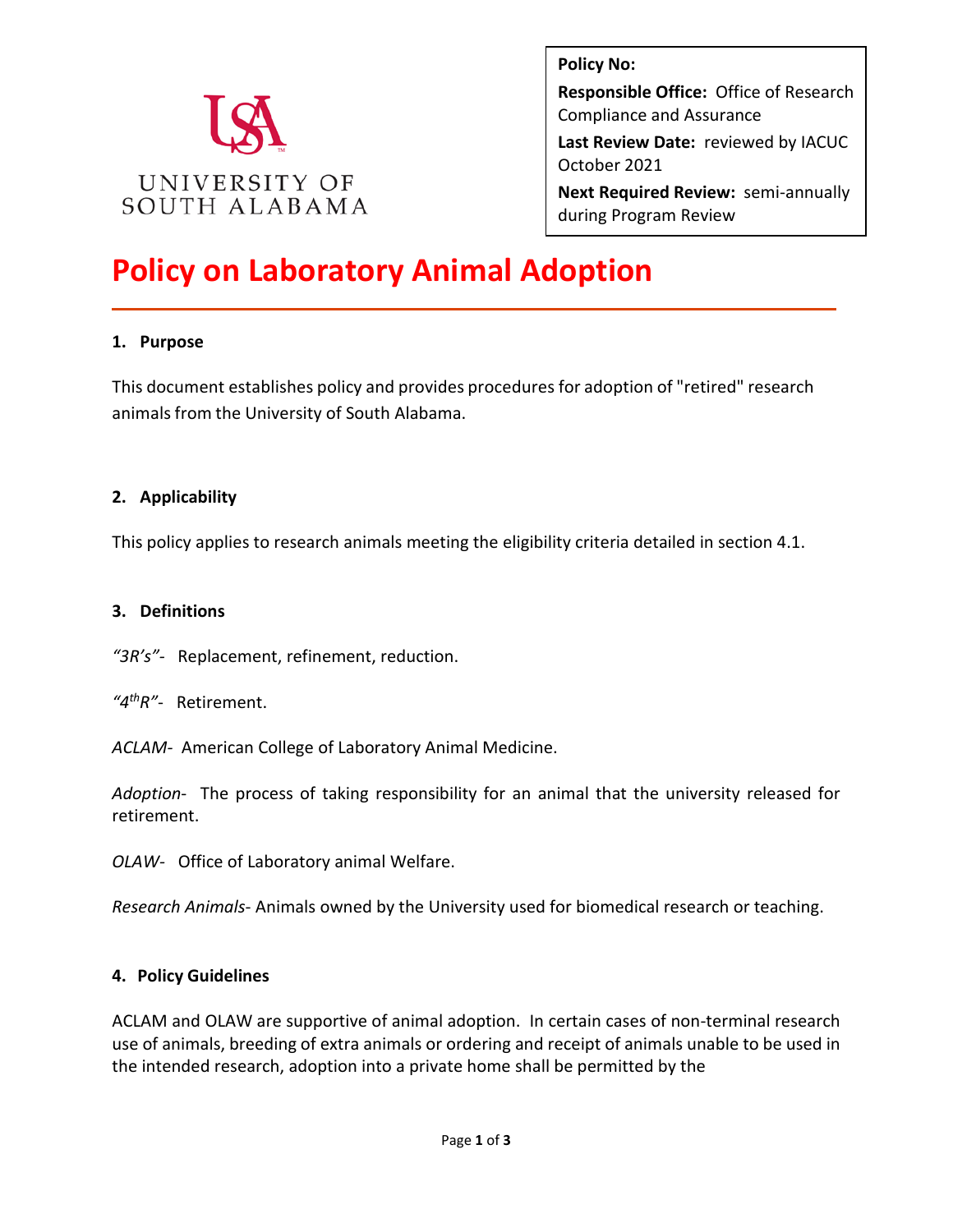UNIVERSITY OF SOUTH ALABAMA

**Policy No:**
**Responsible Office:** Office of Research Compliance and Assurance
**Last Review Date:** reviewed by IACUC October 2021
**Next Required Review:** semi-annually during Program Review

# Policy on Laboratory Animal Adoption

## 1. Purpose

This document establishes policy and provides procedures for adoption of "retired" research animals from the University of South Alabama.

## 2. Applicability

This policy applies to research animals meeting the eligibility criteria detailed in section 4.1.

## 3. Definitions

*"3R's"*- Replacement, refinement, reduction.

*"4th R"*- Retirement.

*ACLAM*- American College of Laboratory Animal Medicine.

*Adoption*- The process of taking responsibility for an animal that the university released for retirement.

*OLAW*- Office of Laboratory animal Welfare.

*Research Animals*- Animals owned by the University used for biomedical research or teaching.

## 4. Policy Guidelines

ACLAM and OLAW are supportive of animal adoption. In certain cases of non-terminal research use of animals, breeding of extra animals or ordering and receipt of animals unable to be used in the intended research, adoption into a private home shall be permitted by the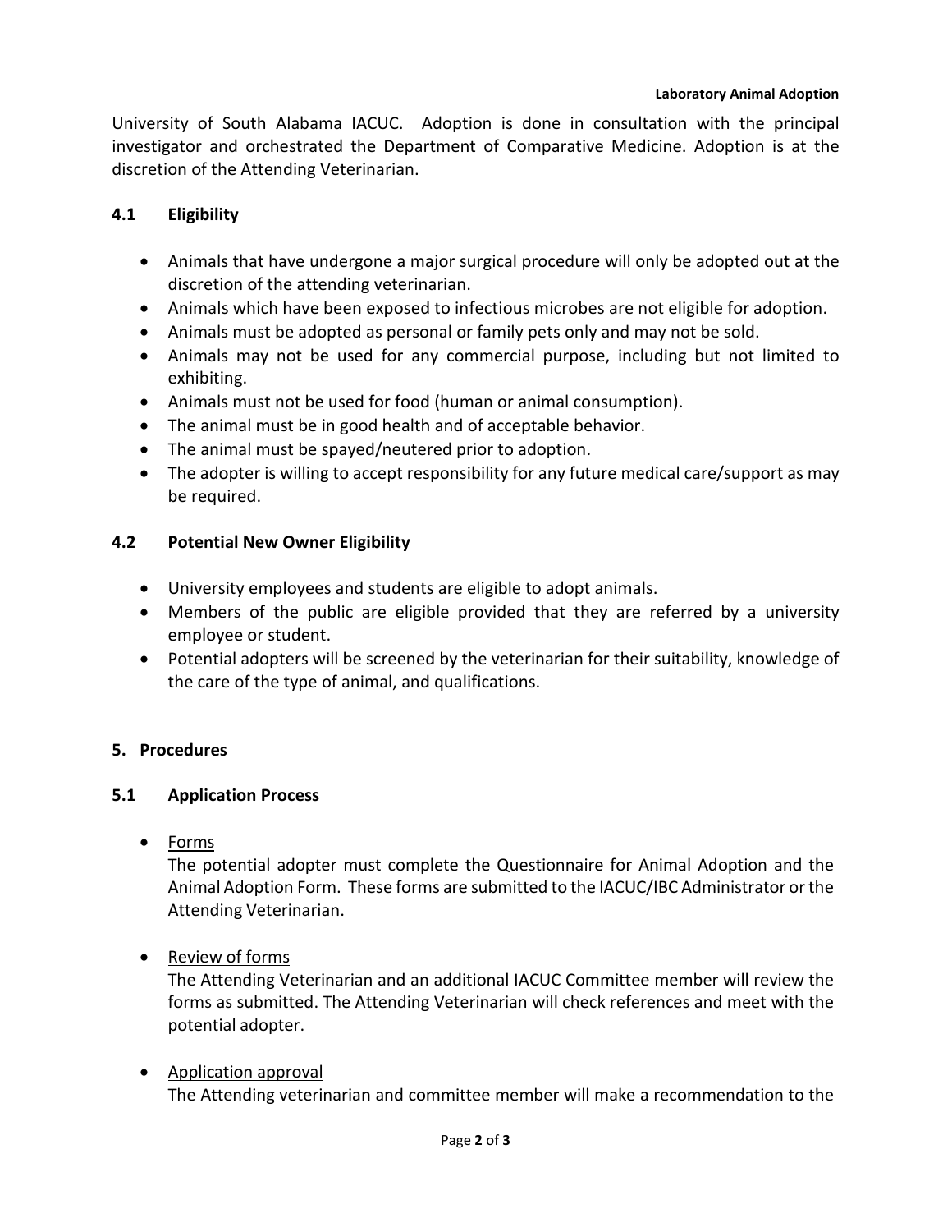University of South Alabama IACUC. Adoption is done in consultation with the principal investigator and orchestrated the Department of Comparative Medicine. Adoption is at the discretion of the Attending Veterinarian.

### 4.1 Eligibility

- Animals that have undergone a major surgical procedure will only be adopted out at the discretion of the attending veterinarian.
- Animals which have been exposed to infectious microbes are not eligible for adoption.
- Animals must be adopted as personal or family pets only and may not be sold.
- Animals may not be used for any commercial purpose, including but not limited to exhibiting.
- Animals must not be used for food (human or animal consumption).
- The animal must be in good health and of acceptable behavior.
- The animal must be spayed/neutered prior to adoption.
- The adopter is willing to accept responsibility for any future medical care/support as may be required.

### 4.2 Potential New Owner Eligibility

- University employees and students are eligible to adopt animals.
- Members of the public are eligible provided that they are referred by a university employee or student.
- Potential adopters will be screened by the veterinarian for their suitability, knowledge of the care of the type of animal, and qualifications.

## 5. Procedures

### 5.1 Application Process

- <u>Forms</u>
  The potential adopter must complete the Questionnaire for Animal Adoption and the Animal Adoption Form. These forms are submitted to the IACUC/IBC Administrator or the Attending Veterinarian.

- <u>Review of forms</u>
  The Attending Veterinarian and an additional IACUC Committee member will review the forms as submitted. The Attending Veterinarian will check references and meet with the potential adopter.

- <u>Application approval</u>
  The Attending veterinarian and committee member will make a recommendation to the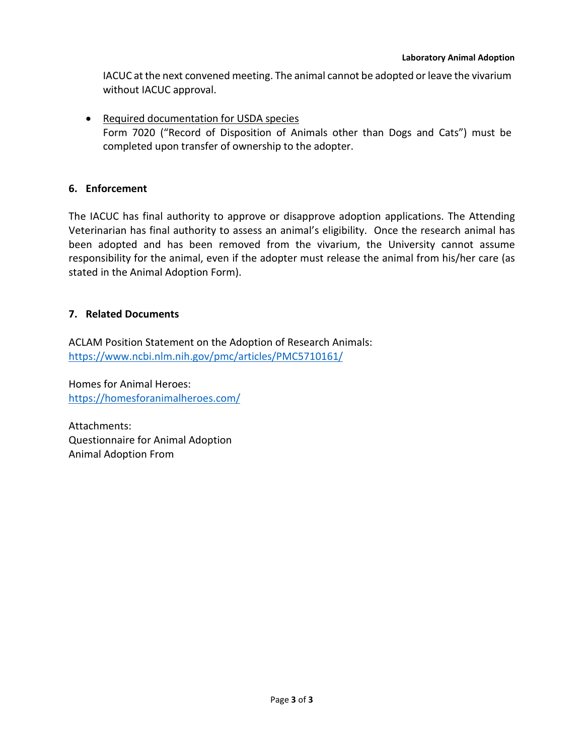IACUC at the next convened meeting. The animal cannot be adopted or leave the vivarium without IACUC approval.

- Required documentation for USDA species
  Form 7020 ("Record of Disposition of Animals other than Dogs and Cats") must be completed upon transfer of ownership to the adopter.

## 6. Enforcement

The IACUC has final authority to approve or disapprove adoption applications. The Attending Veterinarian has final authority to assess an animal's eligibility. Once the research animal has been adopted and has been removed from the vivarium, the University cannot assume responsibility for the animal, even if the adopter must release the animal from his/her care (as stated in the Animal Adoption Form).

## 7. Related Documents

ACLAM Position Statement on the Adoption of Research Animals:
https://www.ncbi.nlm.nih.gov/pmc/articles/PMC5710161/

Homes for Animal Heroes:
https://homesforanimalheroes.com/

Attachments:
Questionnaire for Animal Adoption
Animal Adoption From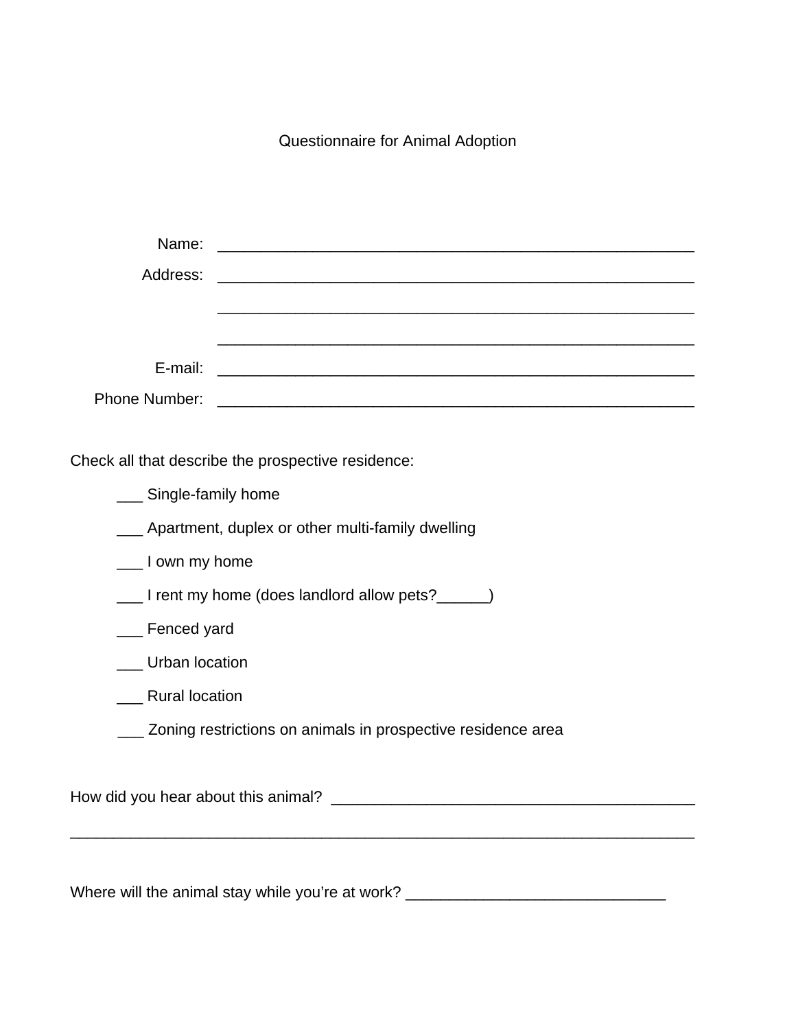# Questionnaire for Animal Adoption

Name: ___________________________________________________________

Address: ___________________________________________________________

___________________________________________________________

___________________________________________________________

E-mail: ___________________________________________________________

Phone Number: ___________________________________________________________

Check all that describe the prospective residence:

- ___ Single-family home
- ___ Apartment, duplex or other multi-family dwelling
- ___ I own my home
- ___ I rent my home (does landlord allow pets?______)
- ___ Fenced yard
- ___ Urban location
- ___ Rural location
- ___ Zoning restrictions on animals in prospective residence area

How did you hear about this animal? ___________________________________________

___________________________________________________________________________

Where will the animal stay while you're at work? ______________________________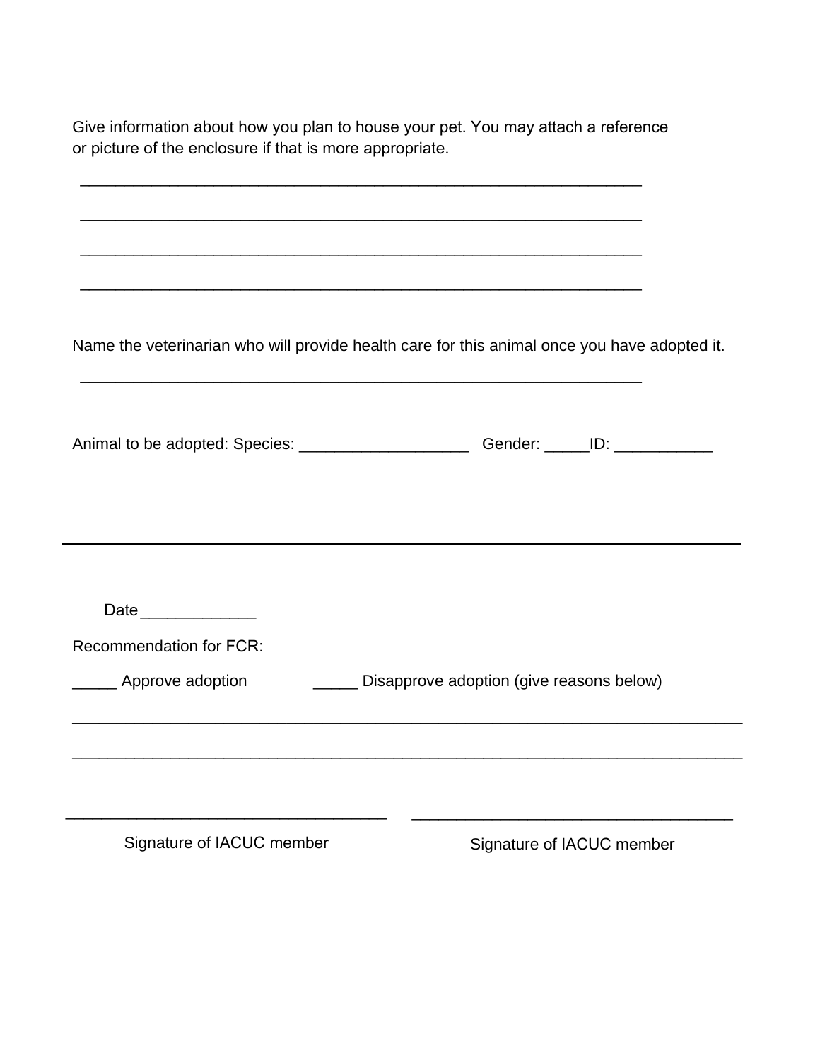Give information about how you plan to house your pet. You may attach a reference or picture of the enclosure if that is more appropriate.

_________________________________________________________________

_________________________________________________________________

_________________________________________________________________

_________________________________________________________________

Name the veterinarian who will provide health care for this animal once you have adopted it.

_________________________________________________________________

Animal to be adopted: Species: ___________________ Gender: _____ID: ___________

---

Date _____________

Recommendation for FCR:

_____ Approve adoption _____ Disapprove adoption (give reasons below)

_____________________________________________________________________________

_____________________________________________________________________________

____________________________________ ____________________________________

Signature of IACUC member Signature of IACUC member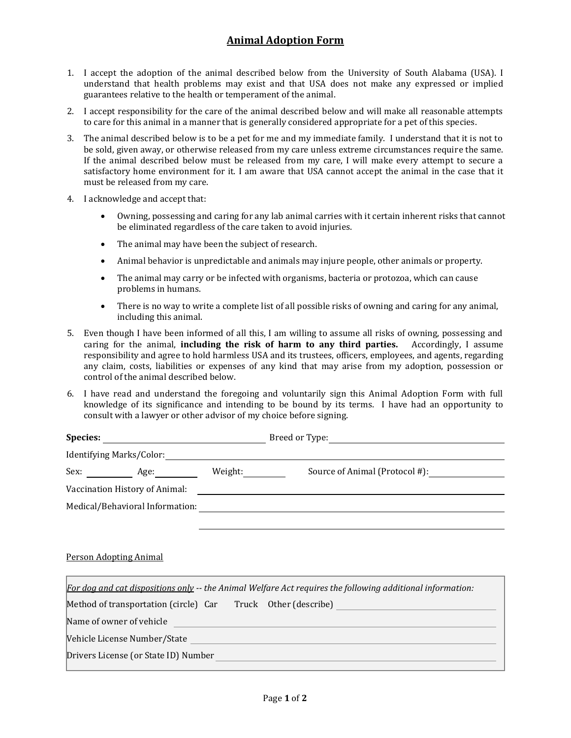## Animal Adoption Form

1. I accept the adoption of the animal described below from the University of South Alabama (USA). I understand that health problems may exist and that USA does not make any expressed or implied guarantees relative to the health or temperament of the animal.
2. I accept responsibility for the care of the animal described below and will make all reasonable attempts to care for this animal in a manner that is generally considered appropriate for a pet of this species.
3. The animal described below is to be a pet for me and my immediate family. I understand that it is not to be sold, given away, or otherwise released from my care unless extreme circumstances require the same. If the animal described below must be released from my care, I will make every attempt to secure a satisfactory home environment for it. I am aware that USA cannot accept the animal in the case that it must be released from my care.
4. I acknowledge and accept that:
   - Owning, possessing and caring for any lab animal carries with it certain inherent risks that cannot be eliminated regardless of the care taken to avoid injuries.
   - The animal may have been the subject of research.
   - Animal behavior is unpredictable and animals may injure people, other animals or property.
   - The animal may carry or be infected with organisms, bacteria or protozoa, which can cause problems in humans.
   - There is no way to write a complete list of all possible risks of owning and caring for any animal, including this animal.
5. Even though I have been informed of all this, I am willing to assume all risks of owning, possessing and caring for the animal, **including the risk of harm to any third parties.** Accordingly, I assume responsibility and agree to hold harmless USA and its trustees, officers, employees, and agents, regarding any claim, costs, liabilities or expenses of any kind that may arise from my adoption, possession or control of the animal described below.
6. I have read and understand the foregoing and voluntarily sign this Animal Adoption Form with full knowledge of its significance and intending to be bound by its terms. I have had an opportunity to consult with a lawyer or other advisor of my choice before signing.

**Species:** ______________________ Breed or Type: ______________________

Identifying Marks/Color: ______________________

Sex: __________ Age: __________ Weight: __________ Source of Animal (Protocol #): __________

Vaccination History of Animal: ______________________

Medical/Behavioral Information: ______________________

______________________

Person Adopting Animal

*For dog and cat dispositions only -- the Animal Welfare Act requires the following additional information:*

Method of transportation (circle) Car Truck Other (describe) ______________________

Name of owner of vehicle ______________________

Vehicle License Number/State ______________________

Drivers License (or State ID) Number ______________________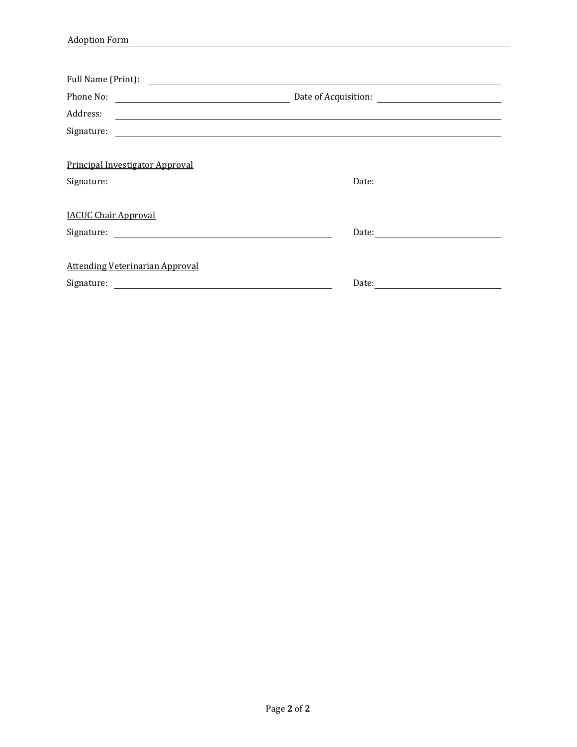Full Name (Print): ____________________________________________

Phone No: ______________________ Date of Acquisition: ______________________

Address: ____________________________________________

Signature: ____________________________________________

<u>Principal Investigator Approval</u>

Signature: ______________________________ Date: ______________________

<u>IACUC Chair Approval</u>

Signature: ______________________________ Date: ______________________

<u>Attending Veterinarian Approval</u>

Signature: ______________________________ Date: ______________________